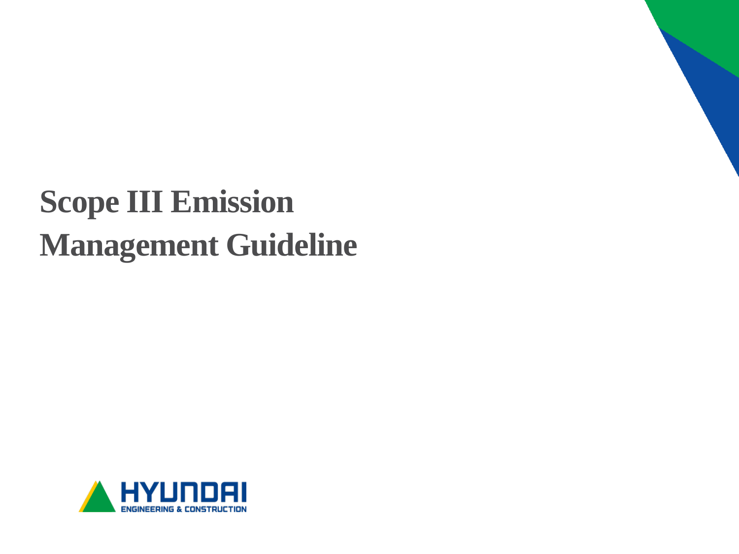# Scope III Emission Management Guideline

HYUNDAI
ENGINEERING & CONSTRUCTION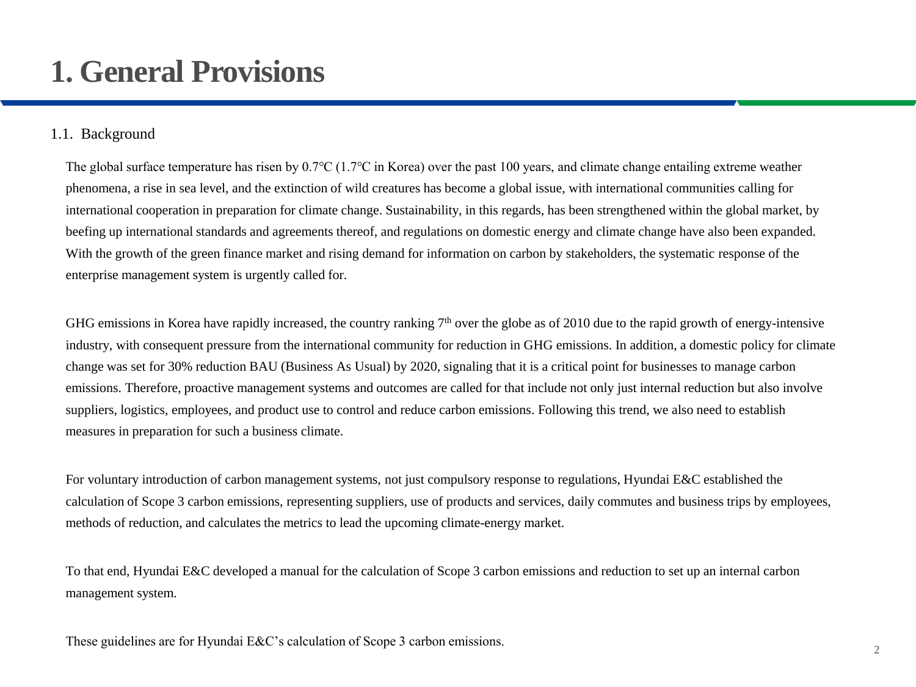# 1. General Provisions

## 1.1. Background

The global surface temperature has risen by 0.7℃ (1.7℃ in Korea) over the past 100 years, and climate change entailing extreme weather phenomena, a rise in sea level, and the extinction of wild creatures has become a global issue, with international communities calling for international cooperation in preparation for climate change. Sustainability, in this regards, has been strengthened within the global market, by beefing up international standards and agreements thereof, and regulations on domestic energy and climate change have also been expanded. With the growth of the green finance market and rising demand for information on carbon by stakeholders, the systematic response of the enterprise management system is urgently called for.

GHG emissions in Korea have rapidly increased, the country ranking 7th over the globe as of 2010 due to the rapid growth of energy-intensive industry, with consequent pressure from the international community for reduction in GHG emissions. In addition, a domestic policy for climate change was set for 30% reduction BAU (Business As Usual) by 2020, signaling that it is a critical point for businesses to manage carbon emissions. Therefore, proactive management systems and outcomes are called for that include not only just internal reduction but also involve suppliers, logistics, employees, and product use to control and reduce carbon emissions. Following this trend, we also need to establish measures in preparation for such a business climate.

For voluntary introduction of carbon management systems, not just compulsory response to regulations, Hyundai E&C established the calculation of Scope 3 carbon emissions, representing suppliers, use of products and services, daily commutes and business trips by employees, methods of reduction, and calculates the metrics to lead the upcoming climate-energy market.

To that end, Hyundai E&C developed a manual for the calculation of Scope 3 carbon emissions and reduction to set up an internal carbon management system.

These guidelines are for Hyundai E&C's calculation of Scope 3 carbon emissions.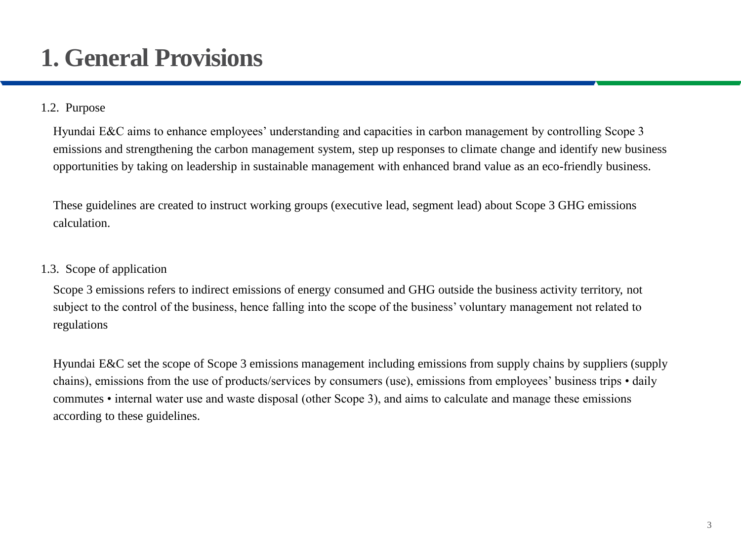# 1. General Provisions

## 1.2. Purpose

Hyundai E&C aims to enhance employees' understanding and capacities in carbon management by controlling Scope 3 emissions and strengthening the carbon management system, step up responses to climate change and identify new business opportunities by taking on leadership in sustainable management with enhanced brand value as an eco-friendly business.

These guidelines are created to instruct working groups (executive lead, segment lead) about Scope 3 GHG emissions calculation.

## 1.3. Scope of application

Scope 3 emissions refers to indirect emissions of energy consumed and GHG outside the business activity territory, not subject to the control of the business, hence falling into the scope of the business' voluntary management not related to regulations

Hyundai E&C set the scope of Scope 3 emissions management including emissions from supply chains by suppliers (supply chains), emissions from the use of products/services by consumers (use), emissions from employees' business trips • daily commutes • internal water use and waste disposal (other Scope 3), and aims to calculate and manage these emissions according to these guidelines.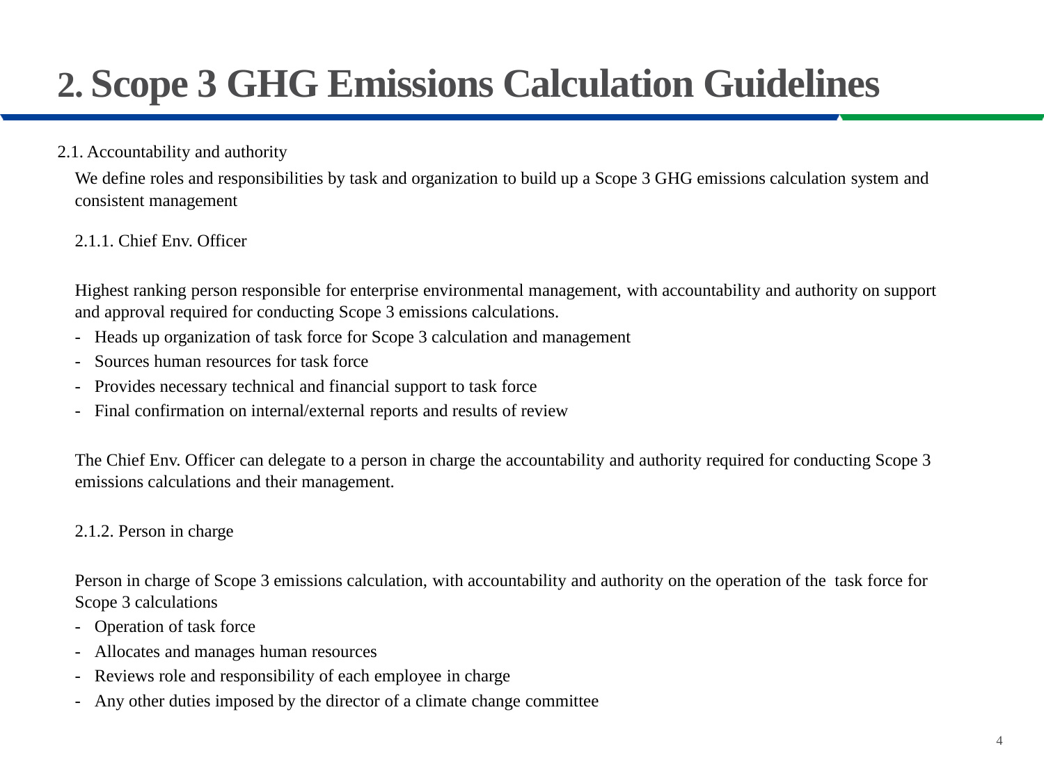# 2. Scope 3 GHG Emissions Calculation Guidelines

## 2.1. Accountability and authority

We define roles and responsibilities by task and organization to build up a Scope 3 GHG emissions calculation system and consistent management

### 2.1.1. Chief Env. Officer

Highest ranking person responsible for enterprise environmental management, with accountability and authority on support and approval required for conducting Scope 3 emissions calculations.

- Heads up organization of task force for Scope 3 calculation and management
- Sources human resources for task force
- Provides necessary technical and financial support to task force
- Final confirmation on internal/external reports and results of review

The Chief Env. Officer can delegate to a person in charge the accountability and authority required for conducting Scope 3 emissions calculations and their management.

### 2.1.2. Person in charge

Person in charge of Scope 3 emissions calculation, with accountability and authority on the operation of the task force for Scope 3 calculations

- Operation of task force
- Allocates and manages human resources
- Reviews role and responsibility of each employee in charge
- Any other duties imposed by the director of a climate change committee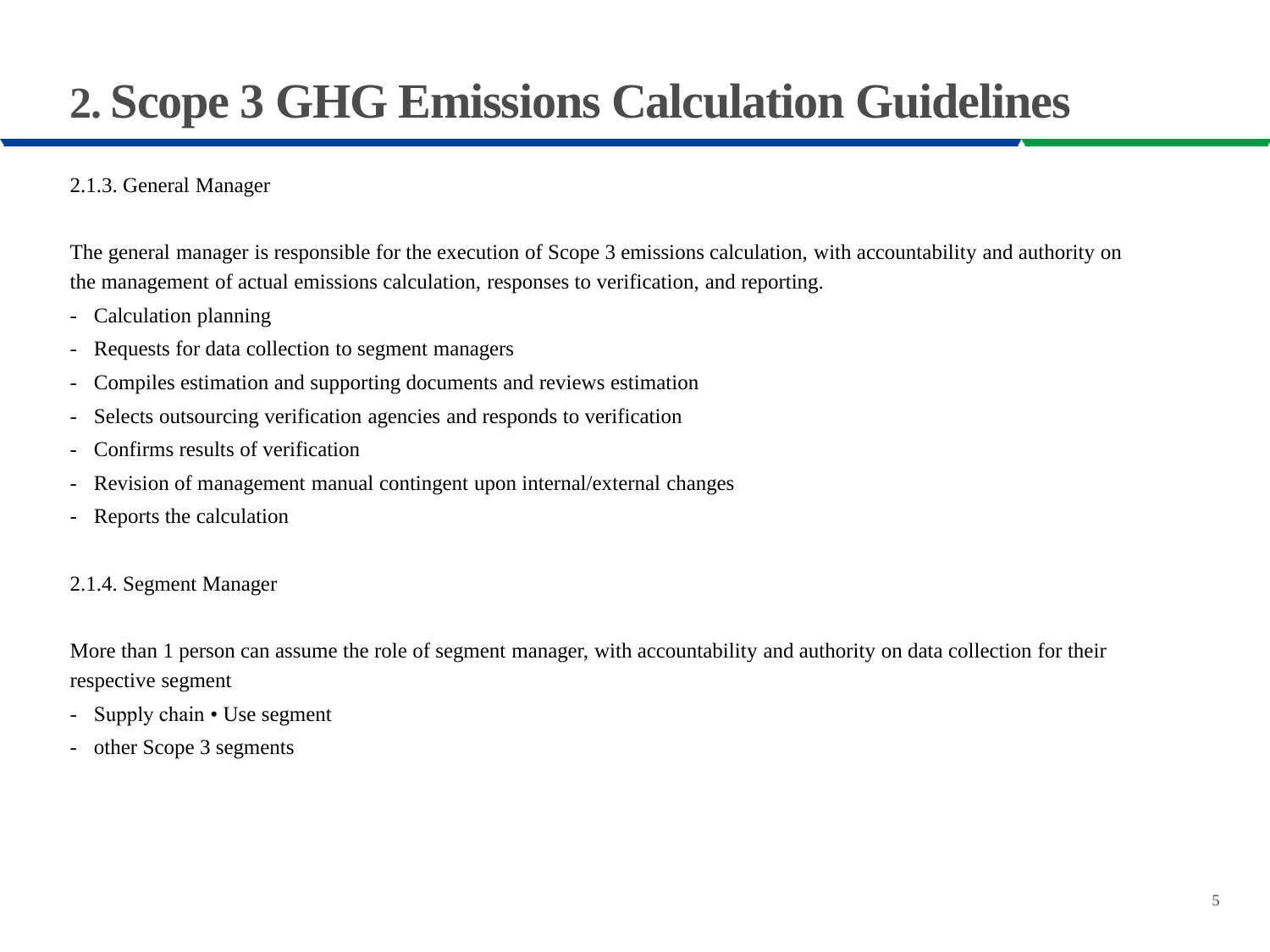# 2. Scope 3 GHG Emissions Calculation Guidelines

2.1.3. General Manager

The general manager is responsible for the execution of Scope 3 emissions calculation, with accountability and authority on the management of actual emissions calculation, responses to verification, and reporting.

- Calculation planning
- Requests for data collection to segment managers
- Compiles estimation and supporting documents and reviews estimation
- Selects outsourcing verification agencies and responds to verification
- Confirms results of verification
- Revision of management manual contingent upon internal/external changes
- Reports the calculation

2.1.4. Segment Manager

More than 1 person can assume the role of segment manager, with accountability and authority on data collection for their respective segment

- Supply chain • Use segment
- other Scope 3 segments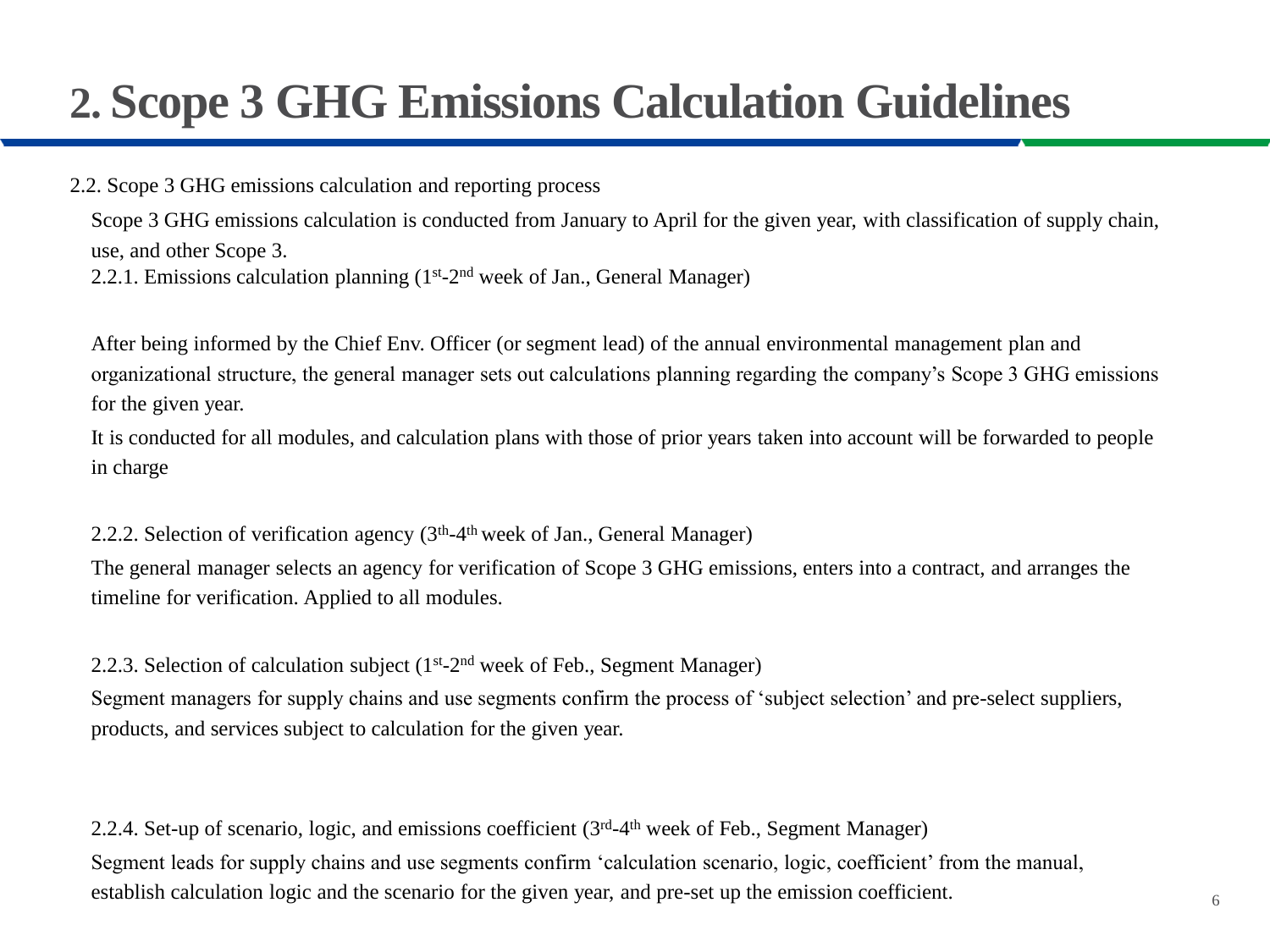# 2. Scope 3 GHG Emissions Calculation Guidelines

2.2. Scope 3 GHG emissions calculation and reporting process

Scope 3 GHG emissions calculation is conducted from January to April for the given year, with classification of supply chain, use, and other Scope 3.

2.2.1. Emissions calculation planning (1st-2nd week of Jan., General Manager)

After being informed by the Chief Env. Officer (or segment lead) of the annual environmental management plan and organizational structure, the general manager sets out calculations planning regarding the company's Scope 3 GHG emissions for the given year.

It is conducted for all modules, and calculation plans with those of prior years taken into account will be forwarded to people in charge

2.2.2. Selection of verification agency (3th-4th week of Jan., General Manager)

The general manager selects an agency for verification of Scope 3 GHG emissions, enters into a contract, and arranges the timeline for verification. Applied to all modules.

2.2.3. Selection of calculation subject (1st-2nd week of Feb., Segment Manager)

Segment managers for supply chains and use segments confirm the process of 'subject selection' and pre-select suppliers, products, and services subject to calculation for the given year.

2.2.4. Set-up of scenario, logic, and emissions coefficient (3rd-4th week of Feb., Segment Manager)

Segment leads for supply chains and use segments confirm 'calculation scenario, logic, coefficient' from the manual, establish calculation logic and the scenario for the given year, and pre-set up the emission coefficient.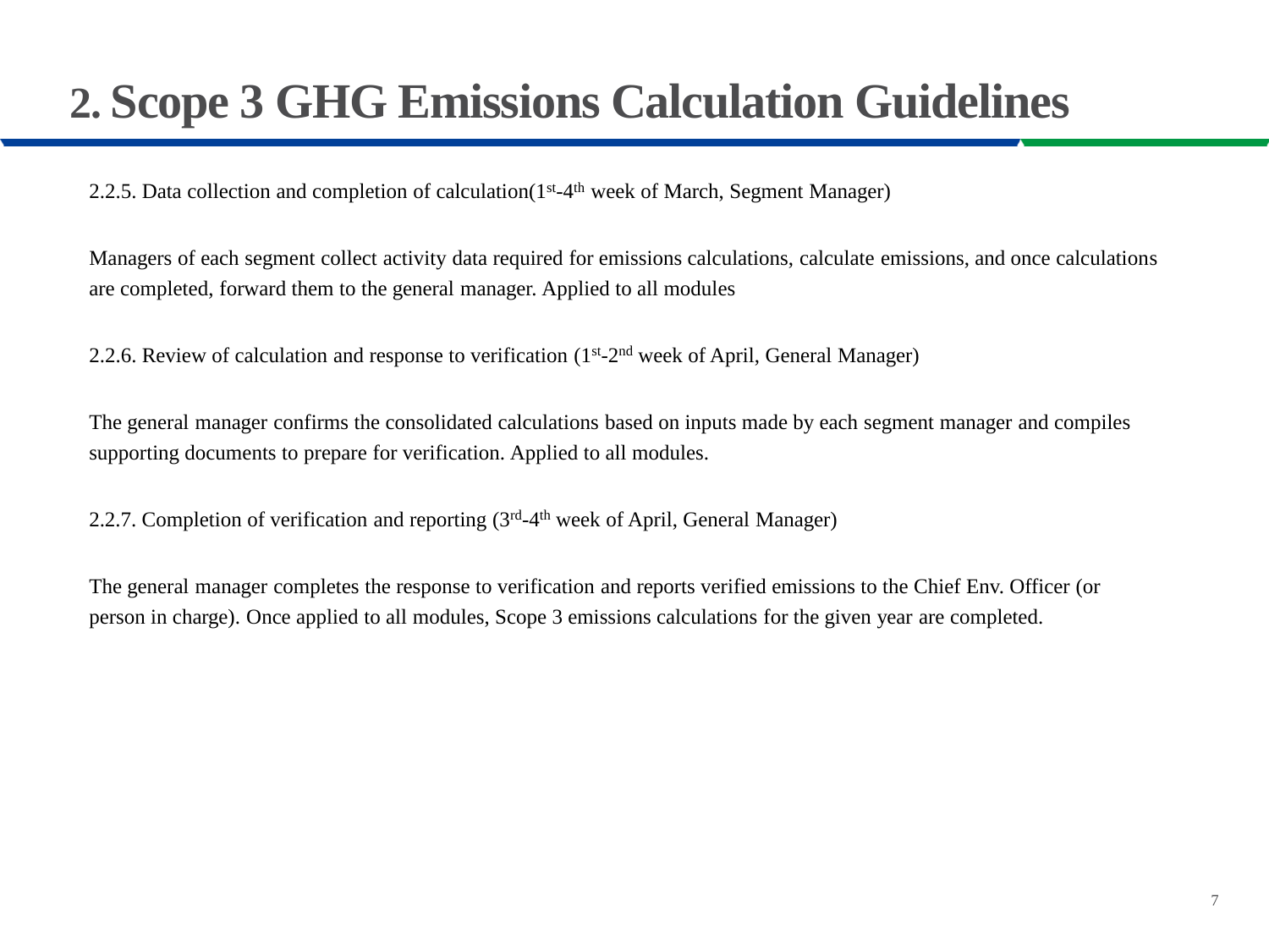# 2. Scope 3 GHG Emissions Calculation Guidelines

2.2.5. Data collection and completion of calculation(1st-4th week of March, Segment Manager)

Managers of each segment collect activity data required for emissions calculations, calculate emissions, and once calculations are completed, forward them to the general manager. Applied to all modules

2.2.6. Review of calculation and response to verification (1st-2nd week of April, General Manager)

The general manager confirms the consolidated calculations based on inputs made by each segment manager and compiles supporting documents to prepare for verification. Applied to all modules.

2.2.7. Completion of verification and reporting (3rd-4th week of April, General Manager)

The general manager completes the response to verification and reports verified emissions to the Chief Env. Officer (or person in charge). Once applied to all modules, Scope 3 emissions calculations for the given year are completed.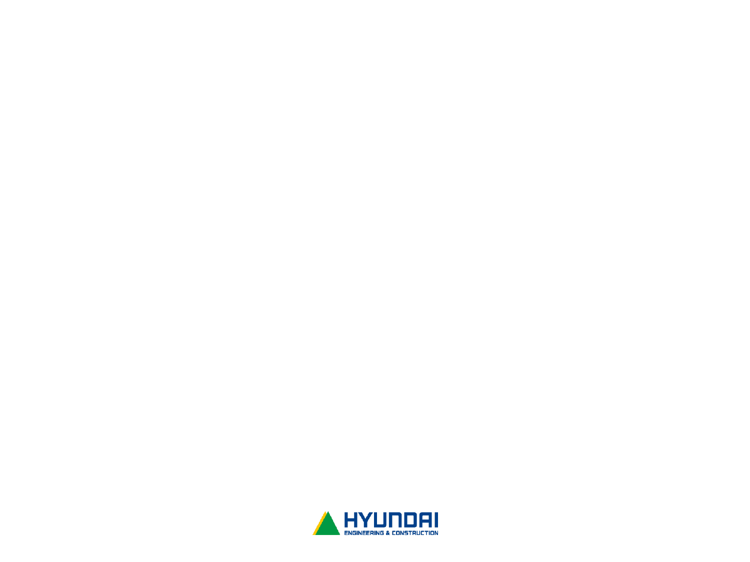HYUNDAI

ENGINEERING & CONSTRUCTION